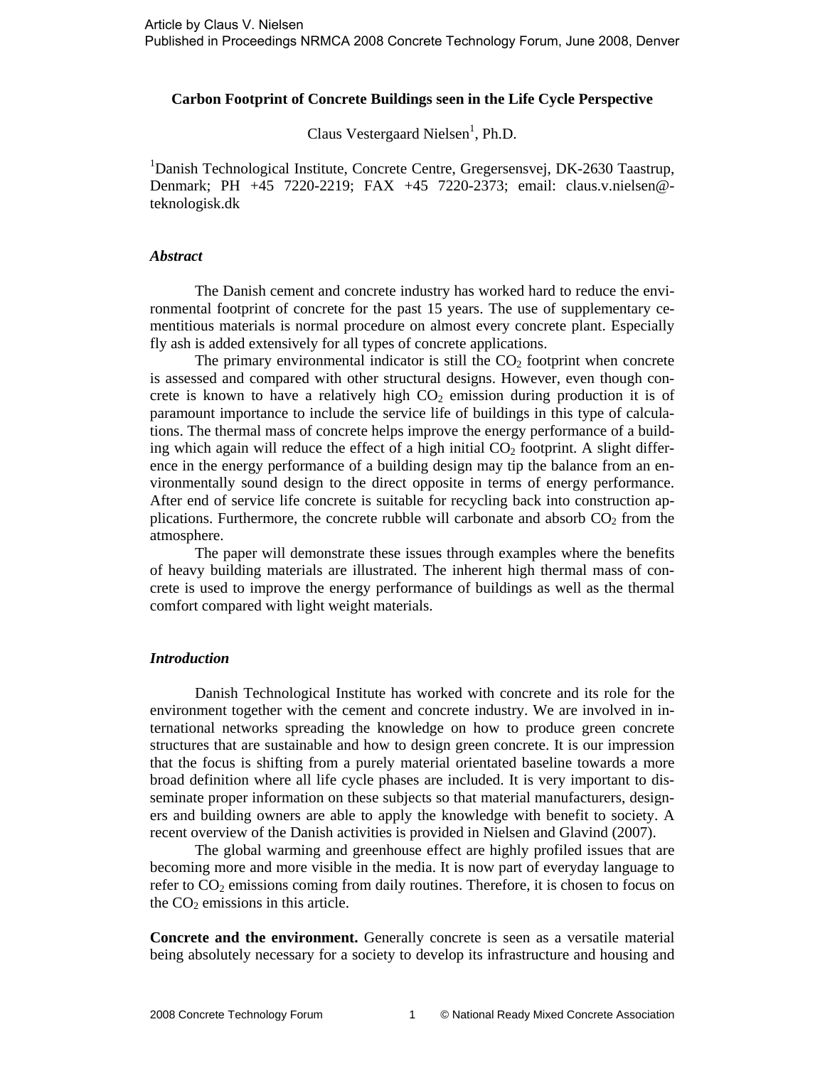Article by Claus V. Nielsen
Published in Proceedings NRMCA 2008 Concrete Technology Forum, June 2008, Denver

# Carbon Footprint of Concrete Buildings seen in the Life Cycle Perspective

Claus Vestergaard Nielsen[1], Ph.D.

[1]Danish Technological Institute, Concrete Centre, Gregersensvej, DK-2630 Taastrup, Denmark; PH +45 7220-2219; FAX +45 7220-2373; email: claus.v.nielsen@-teknologisk.dk

## *Abstract*

The Danish cement and concrete industry has worked hard to reduce the environmental footprint of concrete for the past 15 years. The use of supplementary cementitious materials is normal procedure on almost every concrete plant. Especially fly ash is added extensively for all types of concrete applications.

The primary environmental indicator is still the $CO_2$ footprint when concrete is assessed and compared with other structural designs. However, even though concrete is known to have a relatively high $CO_2$ emission during production it is of paramount importance to include the service life of buildings in this type of calculations. The thermal mass of concrete helps improve the energy performance of a building which again will reduce the effect of a high initial $CO_2$ footprint. A slight difference in the energy performance of a building design may tip the balance from an environmentally sound design to the direct opposite in terms of energy performance. After end of service life concrete is suitable for recycling back into construction applications. Furthermore, the concrete rubble will carbonate and absorb $CO_2$ from the atmosphere.

The paper will demonstrate these issues through examples where the benefits of heavy building materials are illustrated. The inherent high thermal mass of concrete is used to improve the energy performance of buildings as well as the thermal comfort compared with light weight materials.

## *Introduction*

Danish Technological Institute has worked with concrete and its role for the environment together with the cement and concrete industry. We are involved in international networks spreading the knowledge on how to produce green concrete structures that are sustainable and how to design green concrete. It is our impression that the focus is shifting from a purely material orientated baseline towards a more broad definition where all life cycle phases are included. It is very important to disseminate proper information on these subjects so that material manufacturers, designers and building owners are able to apply the knowledge with benefit to society. A recent overview of the Danish activities is provided in Nielsen and Glavind (2007).

The global warming and greenhouse effect are highly profiled issues that are becoming more and more visible in the media. It is now part of everyday language to refer to $CO_2$ emissions coming from daily routines. Therefore, it is chosen to focus on the $CO_2$ emissions in this article.

**Concrete and the environment.** Generally concrete is seen as a versatile material being absolutely necessary for a society to develop its infrastructure and housing and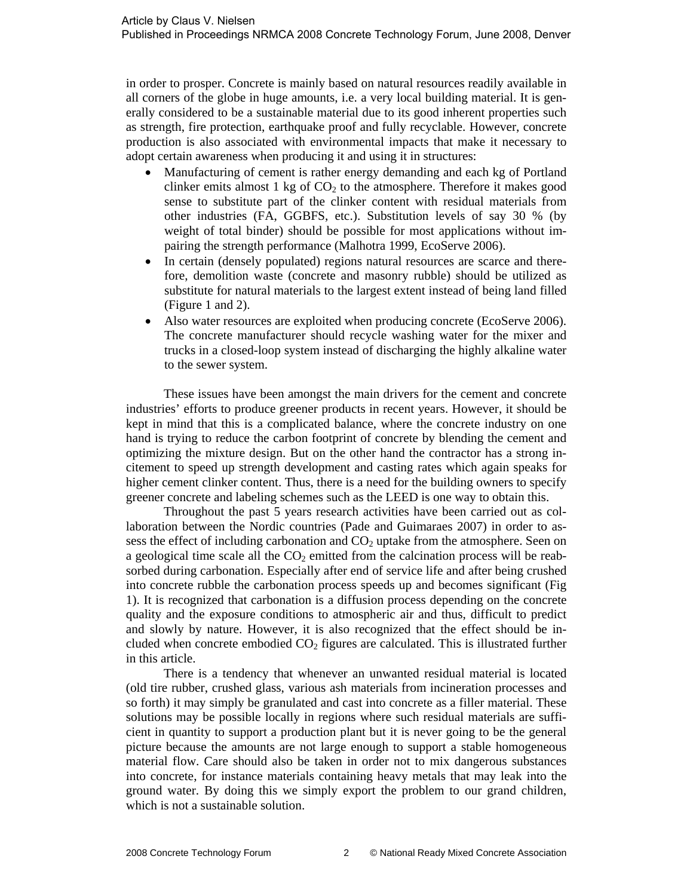in order to prosper. Concrete is mainly based on natural resources readily available in all corners of the globe in huge amounts, i.e. a very local building material. It is generally considered to be a sustainable material due to its good inherent properties such as strength, fire protection, earthquake proof and fully recyclable. However, concrete production is also associated with environmental impacts that make it necessary to adopt certain awareness when producing it and using it in structures:

- Manufacturing of cement is rather energy demanding and each kg of Portland clinker emits almost 1 kg of $CO_2$ to the atmosphere. Therefore it makes good sense to substitute part of the clinker content with residual materials from other industries (FA, GGBFS, etc.). Substitution levels of say 30 % (by weight of total binder) should be possible for most applications without impairing the strength performance (Malhotra 1999, EcoServe 2006).
- In certain (densely populated) regions natural resources are scarce and therefore, demolition waste (concrete and masonry rubble) should be utilized as substitute for natural materials to the largest extent instead of being land filled (Figure 1 and 2).
- Also water resources are exploited when producing concrete (EcoServe 2006). The concrete manufacturer should recycle washing water for the mixer and trucks in a closed-loop system instead of discharging the highly alkaline water to the sewer system.

These issues have been amongst the main drivers for the cement and concrete industries' efforts to produce greener products in recent years. However, it should be kept in mind that this is a complicated balance, where the concrete industry on one hand is trying to reduce the carbon footprint of concrete by blending the cement and optimizing the mixture design. But on the other hand the contractor has a strong incitement to speed up strength development and casting rates which again speaks for higher cement clinker content. Thus, there is a need for the building owners to specify greener concrete and labeling schemes such as the LEED is one way to obtain this.

Throughout the past 5 years research activities have been carried out as collaboration between the Nordic countries (Pade and Guimaraes 2007) in order to assess the effect of including carbonation and $CO_2$ uptake from the atmosphere. Seen on a geological time scale all the $CO_2$ emitted from the calcination process will be reabsorbed during carbonation. Especially after end of service life and after being crushed into concrete rubble the carbonation process speeds up and becomes significant (Fig 1). It is recognized that carbonation is a diffusion process depending on the concrete quality and the exposure conditions to atmospheric air and thus, difficult to predict and slowly by nature. However, it is also recognized that the effect should be included when concrete embodied $CO_2$ figures are calculated. This is illustrated further in this article.

There is a tendency that whenever an unwanted residual material is located (old tire rubber, crushed glass, various ash materials from incineration processes and so forth) it may simply be granulated and cast into concrete as a filler material. These solutions may be possible locally in regions where such residual materials are sufficient in quantity to support a production plant but it is never going to be the general picture because the amounts are not large enough to support a stable homogeneous material flow. Care should also be taken in order not to mix dangerous substances into concrete, for instance materials containing heavy metals that may leak into the ground water. By doing this we simply export the problem to our grand children, which is not a sustainable solution.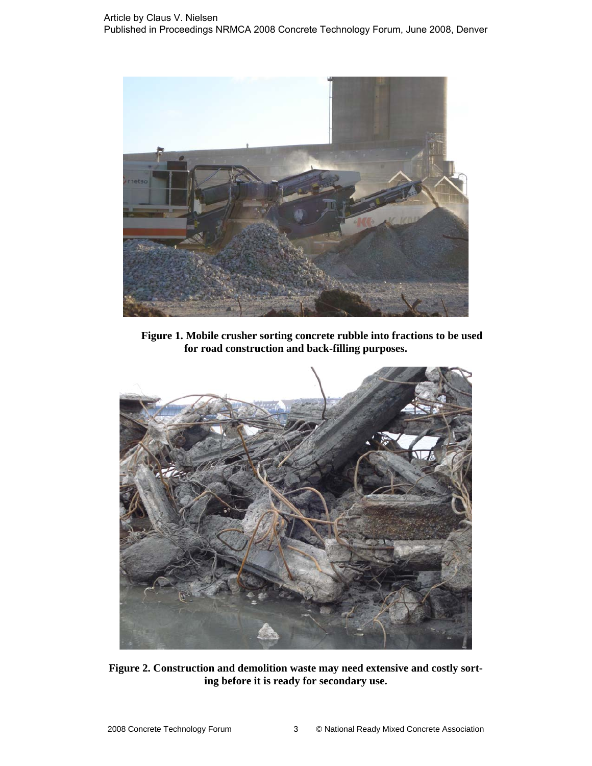**Figure 1. Mobile crusher sorting concrete rubble into fractions to be used for road construction and back-filling purposes.**

**Figure 2. Construction and demolition waste may need extensive and costly sorting before it is ready for secondary use.**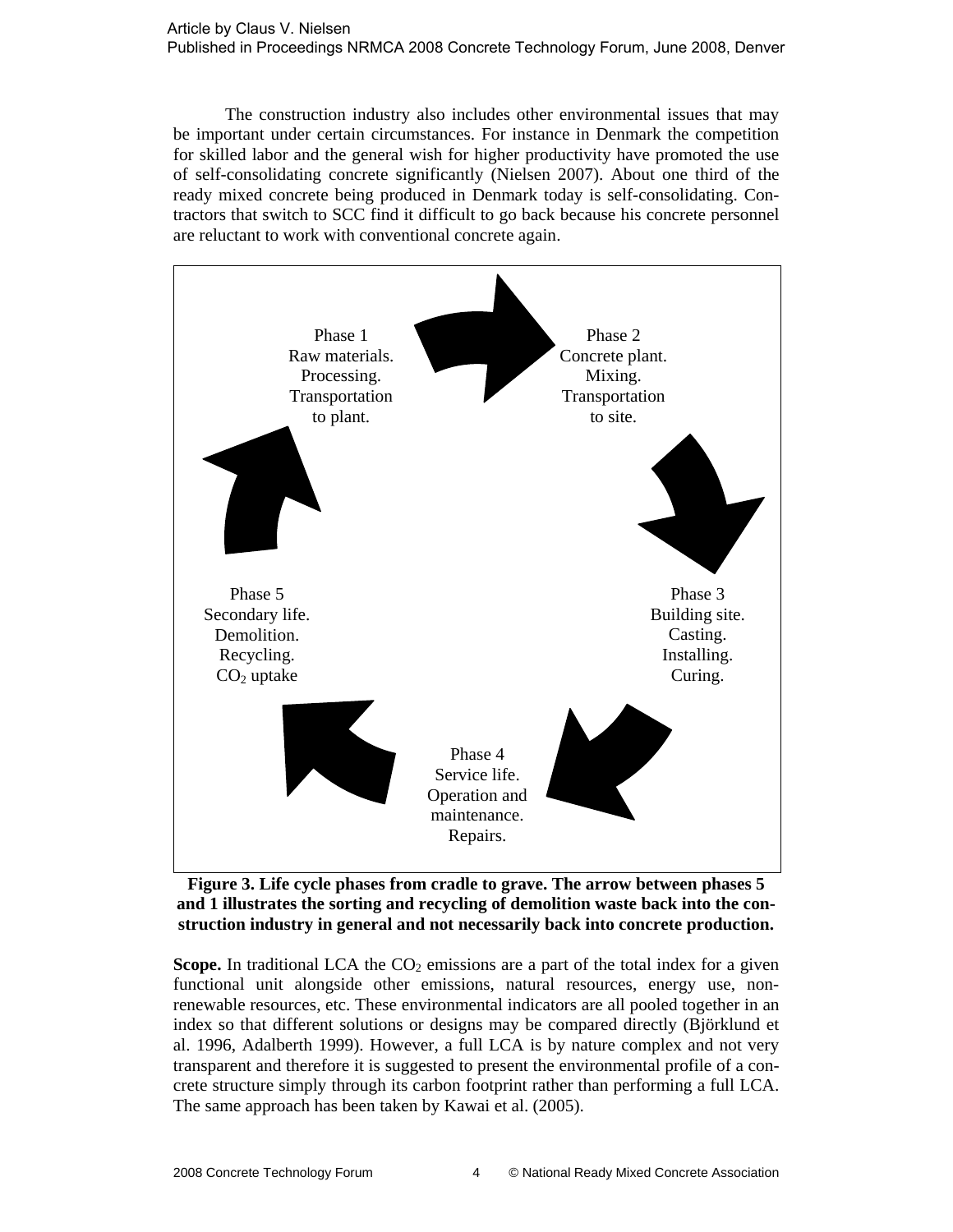The construction industry also includes other environmental issues that may be important under certain circumstances. For instance in Denmark the competition for skilled labor and the general wish for higher productivity have promoted the use of self-consolidating concrete significantly (Nielsen 2007). About one third of the ready mixed concrete being produced in Denmark today is self-consolidating. Contractors that switch to SCC find it difficult to go back because his concrete personnel are reluctant to work with conventional concrete again.

Phase 1
Raw materials.
Processing.
Transportation
to plant.

Phase 2
Concrete plant.
Mixing.
Transportation
to site.

Phase 3
Building site.
Casting.
Installing.
Curing.

Phase 4
Service life.
Operation and
maintenance.
Repairs.

Phase 5
Secondary life.
Demolition.
Recycling.
$CO_2$ uptake

**Figure 3. Life cycle phases from cradle to grave. The arrow between phases 5 and 1 illustrates the sorting and recycling of demolition waste back into the construction industry in general and not necessarily back into concrete production.**

**Scope.** In traditional LCA the $CO_2$ emissions are a part of the total index for a given functional unit alongside other emissions, natural resources, energy use, non-renewable resources, etc. These environmental indicators are all pooled together in an index so that different solutions or designs may be compared directly (Björklund et al. 1996, Adalberth 1999). However, a full LCA is by nature complex and not very transparent and therefore it is suggested to present the environmental profile of a concrete structure simply through its carbon footprint rather than performing a full LCA. The same approach has been taken by Kawai et al. (2005).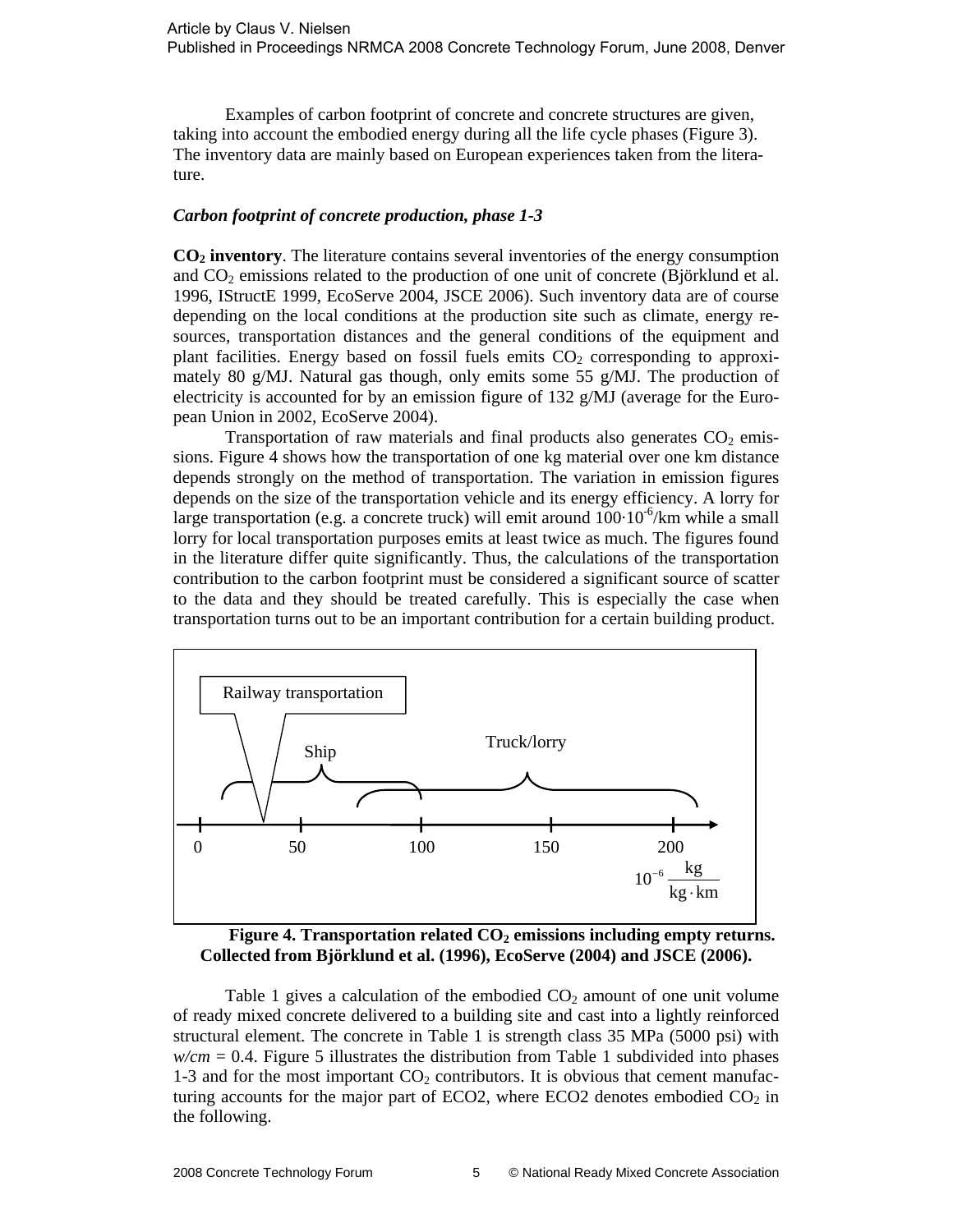Examples of carbon footprint of concrete and concrete structures are given, taking into account the embodied energy during all the life cycle phases (Figure 3). The inventory data are mainly based on European experiences taken from the literature.

### *Carbon footprint of concrete production, phase 1-3*

**$CO_2$ inventory**. The literature contains several inventories of the energy consumption and $CO_2$ emissions related to the production of one unit of concrete (Björklund et al. 1996, IStructE 1999, EcoServe 2004, JSCE 2006). Such inventory data are of course depending on the local conditions at the production site such as climate, energy resources, transportation distances and the general conditions of the equipment and plant facilities. Energy based on fossil fuels emits $CO_2$ corresponding to approximately 80 g/MJ. Natural gas though, only emits some 55 g/MJ. The production of electricity is accounted for by an emission figure of 132 g/MJ (average for the European Union in 2002, EcoServe 2004).

Transportation of raw materials and final products also generates $CO_2$ emissions. Figure 4 shows how the transportation of one kg material over one km distance depends strongly on the method of transportation. The variation in emission figures depends on the size of the transportation vehicle and its energy efficiency. A lorry for large transportation (e.g. a concrete truck) will emit around $100 \cdot 10^{-6}$/km while a small lorry for local transportation purposes emits at least twice as much. The figures found in the literature differ quite significantly. Thus, the calculations of the transportation contribution to the carbon footprint must be considered a significant source of scatter to the data and they should be treated carefully. This is especially the case when transportation turns out to be an important contribution for a certain building product.

Railway transportation

Ship

Truck/lorry

0 50 100 150 200 $10^{-6} \frac{\text{kg}}{\text{kg} \cdot \text{km}}$

**Figure 4. Transportation related $CO_2$ emissions including empty returns. Collected from Björklund et al. (1996), EcoServe (2004) and JSCE (2006).**

Table 1 gives a calculation of the embodied $CO_2$ amount of one unit volume of ready mixed concrete delivered to a building site and cast into a lightly reinforced structural element. The concrete in Table 1 is strength class 35 MPa (5000 psi) with *w/cm* = 0.4. Figure 5 illustrates the distribution from Table 1 subdivided into phases 1-3 and for the most important $CO_2$ contributors. It is obvious that cement manufacturing accounts for the major part of ECO2, where ECO2 denotes embodied $CO_2$ in the following.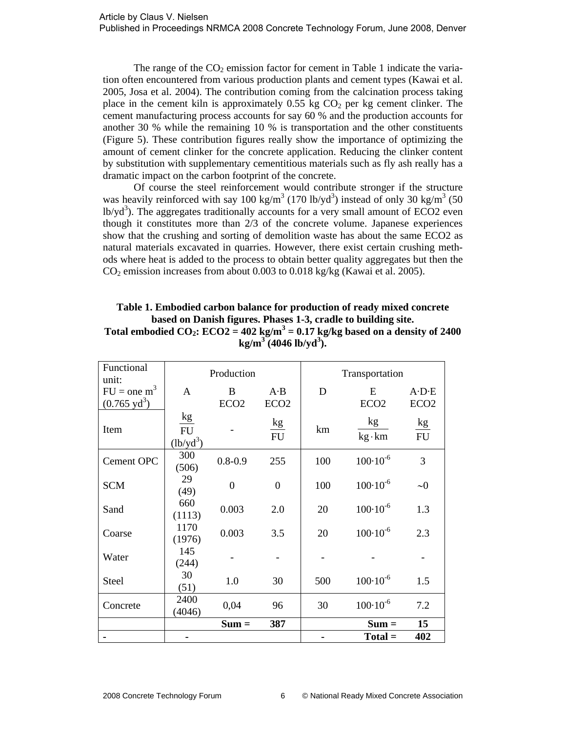The range of the $CO_2$ emission factor for cement in Table 1 indicate the variation often encountered from various production plants and cement types (Kawai et al. 2005, Josa et al. 2004). The contribution coming from the calcination process taking place in the cement kiln is approximately 0.55 kg $CO_2$ per kg cement clinker. The cement manufacturing process accounts for say 60 % and the production accounts for another 30 % while the remaining 10 % is transportation and the other constituents (Figure 5). These contribution figures really show the importance of optimizing the amount of cement clinker for the concrete application. Reducing the clinker content by substitution with supplementary cementitious materials such as fly ash really has a dramatic impact on the carbon footprint of the concrete.

Of course the steel reinforcement would contribute stronger if the structure was heavily reinforced with say 100 kg/m$^3$ (170 lb/yd$^3$) instead of only 30 kg/m$^3$ (50 lb/yd$^3$). The aggregates traditionally accounts for a very small amount of ECO2 even though it constitutes more than 2/3 of the concrete volume. Japanese experiences show that the crushing and sorting of demolition waste has about the same ECO2 as natural materials excavated in quarries. However, there exist certain crushing methods where heat is added to the process to obtain better quality aggregates but then the $CO_2$ emission increases from about 0.003 to 0.018 kg/kg (Kawai et al. 2005).

**Table 1. Embodied carbon balance for production of ready mixed concrete based on Danish figures. Phases 1-3, cradle to building site. Total embodied $CO_2$: ECO2 = 402 kg/m$^3$ = 0.17 kg/kg based on a density of 2400 kg/m$^3$ (4046 lb/yd$^3$).**

| Functional unit: | Production | | | Transportation | | |
|---|---|---|---|---|---|---|
| FU = one m$^3$ (0.765 yd$^3$) | A | B ECO2 | A·B ECO2 | D | E ECO2 | A·D·E ECO2 |
| Item | $\frac{kg}{FU}$ (lb/yd$^3$) | - | $\frac{kg}{FU}$ | km | $\frac{kg}{kg \cdot km}$ | $\frac{kg}{FU}$ |
| Cement OPC | 300 (506) | 0.8-0.9 | 255 | 100 | $100 \cdot 10^{-6}$ | 3 |
| SCM | 29 (49) | 0 | 0 | 100 | $100 \cdot 10^{-6}$ | ~0 |
| Sand | 660 (1113) | 0.003 | 2.0 | 20 | $100 \cdot 10^{-6}$ | 1.3 |
| Coarse | 1170 (1976) | 0.003 | 3.5 | 20 | $100 \cdot 10^{-6}$ | 2.3 |
| Water | 145 (244) | - | - | - | - | - |
| Steel | 30 (51) | 1.0 | 30 | 500 | $100 \cdot 10^{-6}$ | 1.5 |
| Concrete | 2400 (4046) | 0,04 | 96 | 30 | $100 \cdot 10^{-6}$ | 7.2 |
| | | **Sum =** | **387** | | **Sum =** | **15** |
| **-** | **-** | | | **-** | **Total =** | **402** |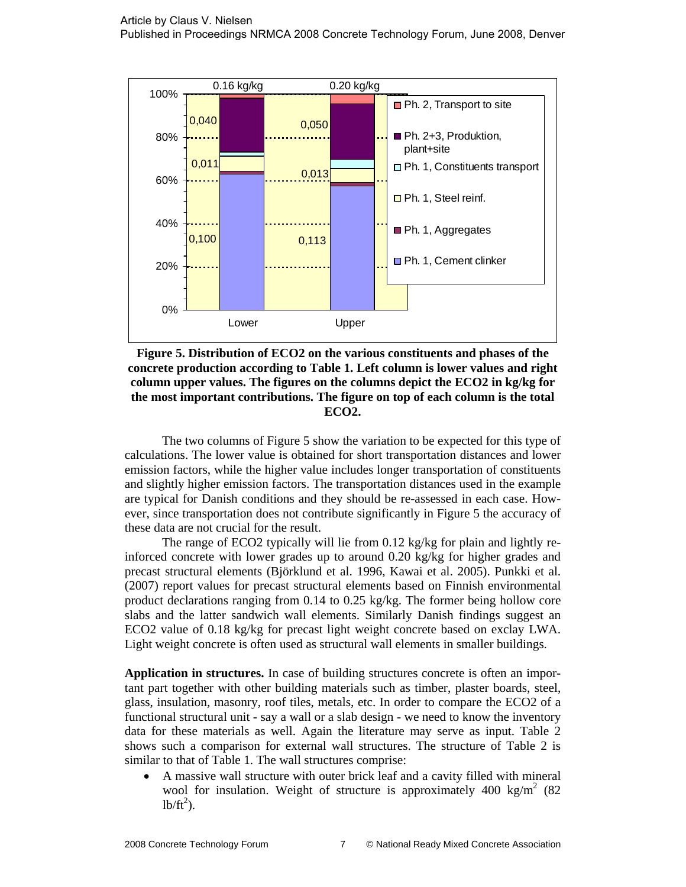**Figure 5. Distribution of ECO2 on the various constituents and phases of the concrete production according to Table 1. Left column is lower values and right column upper values. The figures on the columns depict the ECO2 in kg/kg for the most important contributions. The figure on top of each column is the total ECO2.**

The two columns of Figure 5 show the variation to be expected for this type of calculations. The lower value is obtained for short transportation distances and lower emission factors, while the higher value includes longer transportation of constituents and slightly higher emission factors. The transportation distances used in the example are typical for Danish conditions and they should be re-assessed in each case. However, since transportation does not contribute significantly in Figure 5 the accuracy of these data are not crucial for the result.

The range of ECO2 typically will lie from 0.12 kg/kg for plain and lightly reinforced concrete with lower grades up to around 0.20 kg/kg for higher grades and precast structural elements (Björklund et al. 1996, Kawai et al. 2005). Punkki et al. (2007) report values for precast structural elements based on Finnish environmental product declarations ranging from 0.14 to 0.25 kg/kg. The former being hollow core slabs and the latter sandwich wall elements. Similarly Danish findings suggest an ECO2 value of 0.18 kg/kg for precast light weight concrete based on exclay LWA. Light weight concrete is often used as structural wall elements in smaller buildings.

**Application in structures.** In case of building structures concrete is often an important part together with other building materials such as timber, plaster boards, steel, glass, insulation, masonry, roof tiles, metals, etc. In order to compare the ECO2 of a functional structural unit - say a wall or a slab design - we need to know the inventory data for these materials as well. Again the literature may serve as input. Table 2 shows such a comparison for external wall structures. The structure of Table 2 is similar to that of Table 1. The wall structures comprise:

- A massive wall structure with outer brick leaf and a cavity filled with mineral wool for insulation. Weight of structure is approximately 400 $kg/m^2$ (82 $lb/ft^2$).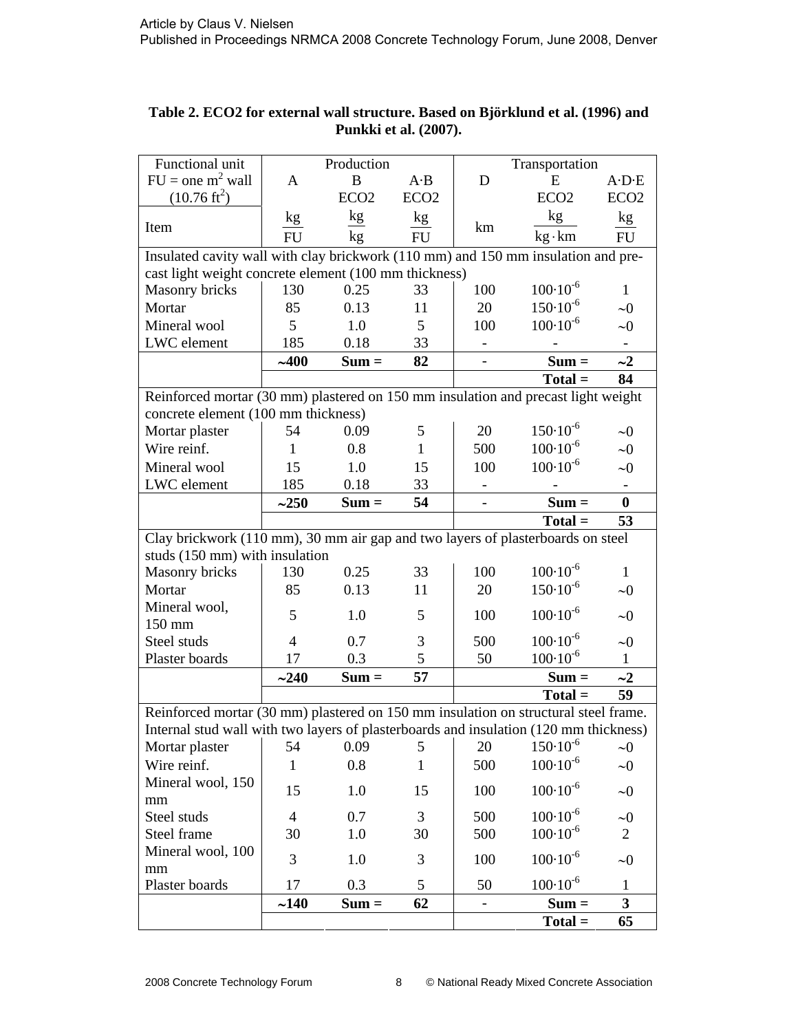**Table 2. ECO2 for external wall structure. Based on Björklund et al. (1996) and Punkki et al. (2007).**

| Functional unit FU = one $m^2$ wall ($10.76\ ft^2$) | Production | | | Transportation | | |
|---|---|---|---|---|---|---|
| | A | B ECO2 | A·B ECO2 | D | E ECO2 | A·D·E ECO2 |
| Item | $\frac{kg}{FU}$ | $\frac{kg}{kg}$ | $\frac{kg}{FU}$ | km | $\frac{kg}{kg \cdot km}$ | $\frac{kg}{FU}$ |
| Insulated cavity wall with clay brickwork (110 mm) and 150 mm insulation and pre-cast light weight concrete element (100 mm thickness) | | | | | | |
| Masonry bricks | 130 | 0.25 | 33 | 100 | $100 \cdot 10^{-6}$ | 1 |
| Mortar | 85 | 0.13 | 11 | 20 | $150 \cdot 10^{-6}$ | ~0 |
| Mineral wool | 5 | 1.0 | 5 | 100 | $100 \cdot 10^{-6}$ | ~0 |
| LWC element | 185 | 0.18 | 33 | - | - | - |
| | **~400** | **Sum =** | **82** | - | **Sum =** | **~2** |
| | | | | | **Total =** | **84** |
| Reinforced mortar (30 mm) plastered on 150 mm insulation and precast light weight concrete element (100 mm thickness) | | | | | | |
| Mortar plaster | 54 | 0.09 | 5 | 20 | $150 \cdot 10^{-6}$ | ~0 |
| Wire reinf. | 1 | 0.8 | 1 | 500 | $100 \cdot 10^{-6}$ | ~0 |
| Mineral wool | 15 | 1.0 | 15 | 100 | $100 \cdot 10^{-6}$ | ~0 |
| LWC element | 185 | 0.18 | 33 | - | - | - |
| | **~250** | **Sum =** | **54** | - | **Sum =** | **0** |
| | | | | | **Total =** | **53** |
| Clay brickwork (110 mm), 30 mm air gap and two layers of plasterboards on steel studs (150 mm) with insulation | | | | | | |
| Masonry bricks | 130 | 0.25 | 33 | 100 | $100 \cdot 10^{-6}$ | 1 |
| Mortar | 85 | 0.13 | 11 | 20 | $150 \cdot 10^{-6}$ | ~0 |
| Mineral wool, 150 mm | 5 | 1.0 | 5 | 100 | $100 \cdot 10^{-6}$ | ~0 |
| Steel studs | 4 | 0.7 | 3 | 500 | $100 \cdot 10^{-6}$ | ~0 |
| Plaster boards | 17 | 0.3 | 5 | 50 | $100 \cdot 10^{-6}$ | 1 |
| | **~240** | **Sum =** | **57** | | **Sum =** | **~2** |
| | | | | | **Total =** | **59** |
| Reinforced mortar (30 mm) plastered on 150 mm insulation on structural steel frame. Internal stud wall with two layers of plasterboards and insulation (120 mm thickness) | | | | | | |
| Mortar plaster | 54 | 0.09 | 5 | 20 | $150 \cdot 10^{-6}$ | ~0 |
| Wire reinf. | 1 | 0.8 | 1 | 500 | $100 \cdot 10^{-6}$ | ~0 |
| Mineral wool, 150 mm | 15 | 1.0 | 15 | 100 | $100 \cdot 10^{-6}$ | ~0 |
| Steel studs | 4 | 0.7 | 3 | 500 | $100 \cdot 10^{-6}$ | ~0 |
| Steel frame | 30 | 1.0 | 30 | 500 | $100 \cdot 10^{-6}$ | 2 |
| Mineral wool, 100 mm | 3 | 1.0 | 3 | 100 | $100 \cdot 10^{-6}$ | ~0 |
| Plaster boards | 17 | 0.3 | 5 | 50 | $100 \cdot 10^{-6}$ | 1 |
| | **~140** | **Sum =** | **62** | - | **Sum =** | **3** |
| | | | | | **Total =** | **65** |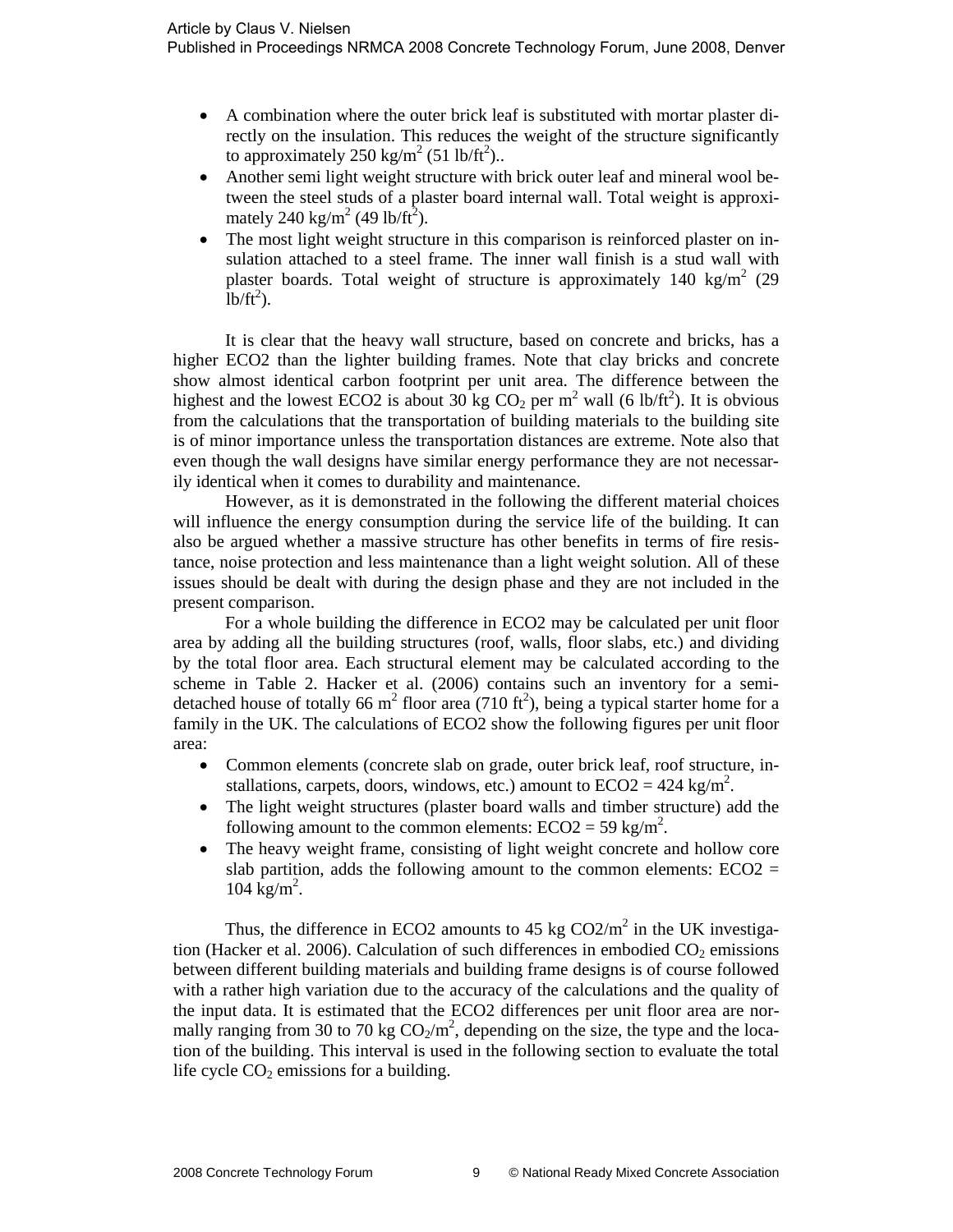- A combination where the outer brick leaf is substituted with mortar plaster directly on the insulation. This reduces the weight of the structure significantly to approximately 250 kg/m$^2$ (51 lb/ft$^2$)..
- Another semi light weight structure with brick outer leaf and mineral wool between the steel studs of a plaster board internal wall. Total weight is approximately 240 kg/m$^2$ (49 lb/ft$^2$).
- The most light weight structure in this comparison is reinforced plaster on insulation attached to a steel frame. The inner wall finish is a stud wall with plaster boards. Total weight of structure is approximately 140 kg/m$^2$ (29 lb/ft$^2$).

It is clear that the heavy wall structure, based on concrete and bricks, has a higher ECO2 than the lighter building frames. Note that clay bricks and concrete show almost identical carbon footprint per unit area. The difference between the highest and the lowest ECO2 is about 30 kg $CO_2$ per m$^2$ wall (6 lb/ft$^2$). It is obvious from the calculations that the transportation of building materials to the building site is of minor importance unless the transportation distances are extreme. Note also that even though the wall designs have similar energy performance they are not necessarily identical when it comes to durability and maintenance.

However, as it is demonstrated in the following the different material choices will influence the energy consumption during the service life of the building. It can also be argued whether a massive structure has other benefits in terms of fire resistance, noise protection and less maintenance than a light weight solution. All of these issues should be dealt with during the design phase and they are not included in the present comparison.

For a whole building the difference in ECO2 may be calculated per unit floor area by adding all the building structures (roof, walls, floor slabs, etc.) and dividing by the total floor area. Each structural element may be calculated according to the scheme in Table 2. Hacker et al. (2006) contains such an inventory for a semi-detached house of totally 66 m$^2$ floor area (710 ft$^2$), being a typical starter home for a family in the UK. The calculations of ECO2 show the following figures per unit floor area:

- Common elements (concrete slab on grade, outer brick leaf, roof structure, installations, carpets, doors, windows, etc.) amount to ECO2 = 424 kg/m$^2$.
- The light weight structures (plaster board walls and timber structure) add the following amount to the common elements: ECO2 = 59 kg/m$^2$.
- The heavy weight frame, consisting of light weight concrete and hollow core slab partition, adds the following amount to the common elements: ECO2 = 104 kg/m$^2$.

Thus, the difference in ECO2 amounts to 45 kg CO2/m$^2$ in the UK investigation (Hacker et al. 2006). Calculation of such differences in embodied $CO_2$ emissions between different building materials and building frame designs is of course followed with a rather high variation due to the accuracy of the calculations and the quality of the input data. It is estimated that the ECO2 differences per unit floor area are normally ranging from 30 to 70 kg $CO_2$/m$^2$, depending on the size, the type and the location of the building. This interval is used in the following section to evaluate the total life cycle $CO_2$ emissions for a building.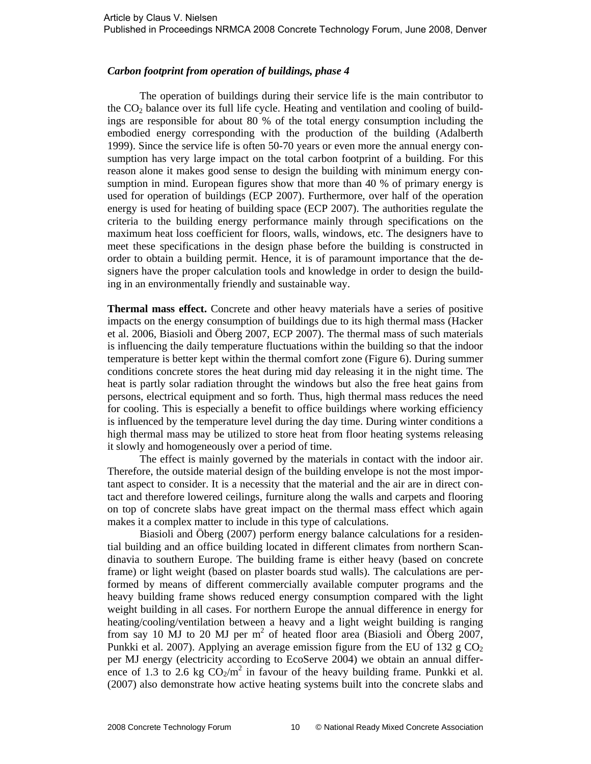### *Carbon footprint from operation of buildings, phase 4*

The operation of buildings during their service life is the main contributor to the $CO_2$ balance over its full life cycle. Heating and ventilation and cooling of buildings are responsible for about 80 % of the total energy consumption including the embodied energy corresponding with the production of the building (Adalberth 1999). Since the service life is often 50-70 years or even more the annual energy consumption has very large impact on the total carbon footprint of a building. For this reason alone it makes good sense to design the building with minimum energy consumption in mind. European figures show that more than 40 % of primary energy is used for operation of buildings (ECP 2007). Furthermore, over half of the operation energy is used for heating of building space (ECP 2007). The authorities regulate the criteria to the building energy performance mainly through specifications on the maximum heat loss coefficient for floors, walls, windows, etc. The designers have to meet these specifications in the design phase before the building is constructed in order to obtain a building permit. Hence, it is of paramount importance that the designers have the proper calculation tools and knowledge in order to design the building in an environmentally friendly and sustainable way.

**Thermal mass effect.** Concrete and other heavy materials have a series of positive impacts on the energy consumption of buildings due to its high thermal mass (Hacker et al. 2006, Biasioli and Öberg 2007, ECP 2007). The thermal mass of such materials is influencing the daily temperature fluctuations within the building so that the indoor temperature is better kept within the thermal comfort zone (Figure 6). During summer conditions concrete stores the heat during mid day releasing it in the night time. The heat is partly solar radiation throught the windows but also the free heat gains from persons, electrical equipment and so forth. Thus, high thermal mass reduces the need for cooling. This is especially a benefit to office buildings where working efficiency is influenced by the temperature level during the day time. During winter conditions a high thermal mass may be utilized to store heat from floor heating systems releasing it slowly and homogeneously over a period of time.

The effect is mainly governed by the materials in contact with the indoor air. Therefore, the outside material design of the building envelope is not the most important aspect to consider. It is a necessity that the material and the air are in direct contact and therefore lowered ceilings, furniture along the walls and carpets and flooring on top of concrete slabs have great impact on the thermal mass effect which again makes it a complex matter to include in this type of calculations.

Biasioli and Öberg (2007) perform energy balance calculations for a residential building and an office building located in different climates from northern Scandinavia to southern Europe. The building frame is either heavy (based on concrete frame) or light weight (based on plaster boards stud walls). The calculations are performed by means of different commercially available computer programs and the heavy building frame shows reduced energy consumption compared with the light weight building in all cases. For northern Europe the annual difference in energy for heating/cooling/ventilation between a heavy and a light weight building is ranging from say 10 MJ to 20 MJ per $m^2$ of heated floor area (Biasioli and Öberg 2007, Punkki et al. 2007). Applying an average emission figure from the EU of 132 g $CO_2$ per MJ energy (electricity according to EcoServe 2004) we obtain an annual difference of 1.3 to 2.6 kg $CO_2/m^2$ in favour of the heavy building frame. Punkki et al. (2007) also demonstrate how active heating systems built into the concrete slabs and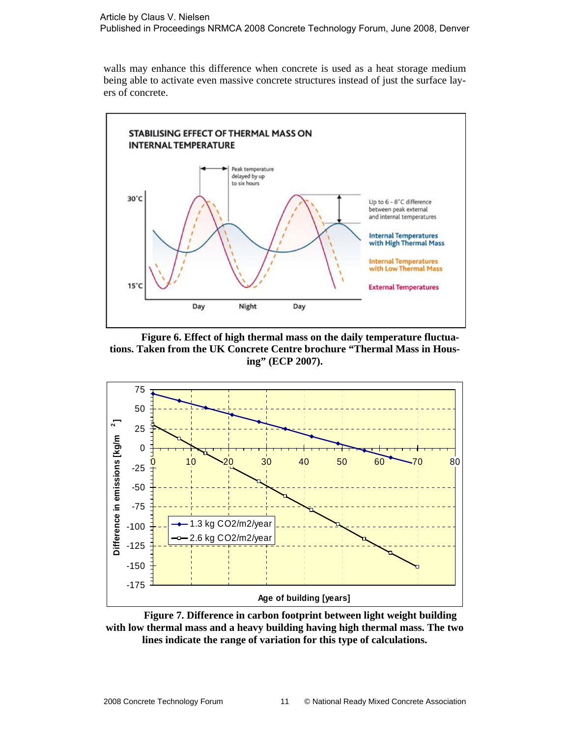walls may enhance this difference when concrete is used as a heat storage medium being able to activate even massive concrete structures instead of just the surface layers of concrete.

**Figure 6. Effect of high thermal mass on the daily temperature fluctuations. Taken from the UK Concrete Centre brochure "Thermal Mass in Housing" (ECP 2007).**

**Figure 7. Difference in carbon footprint between light weight building with low thermal mass and a heavy building having high thermal mass. The two lines indicate the range of variation for this type of calculations.**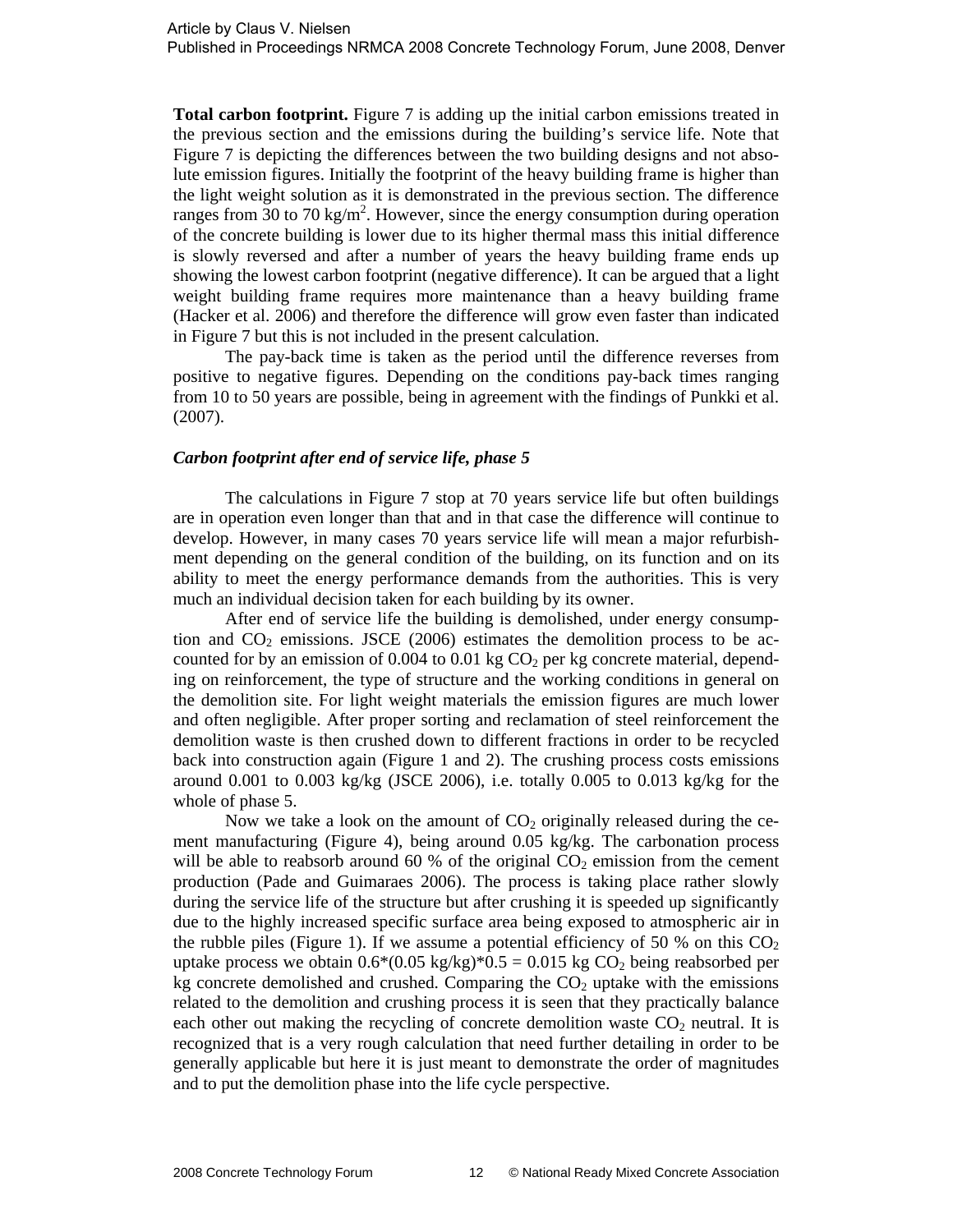**Total carbon footprint.** Figure 7 is adding up the initial carbon emissions treated in the previous section and the emissions during the building's service life. Note that Figure 7 is depicting the differences between the two building designs and not absolute emission figures. Initially the footprint of the heavy building frame is higher than the light weight solution as it is demonstrated in the previous section. The difference ranges from 30 to 70 kg/m$^2$. However, since the energy consumption during operation of the concrete building is lower due to its higher thermal mass this initial difference is slowly reversed and after a number of years the heavy building frame ends up showing the lowest carbon footprint (negative difference). It can be argued that a light weight building frame requires more maintenance than a heavy building frame (Hacker et al. 2006) and therefore the difference will grow even faster than indicated in Figure 7 but this is not included in the present calculation.

The pay-back time is taken as the period until the difference reverses from positive to negative figures. Depending on the conditions pay-back times ranging from 10 to 50 years are possible, being in agreement with the findings of Punkki et al. (2007).

### *Carbon footprint after end of service life, phase 5*

The calculations in Figure 7 stop at 70 years service life but often buildings are in operation even longer than that and in that case the difference will continue to develop. However, in many cases 70 years service life will mean a major refurbishment depending on the general condition of the building, on its function and on its ability to meet the energy performance demands from the authorities. This is very much an individual decision taken for each building by its owner.

After end of service life the building is demolished, under energy consumption and $CO_2$ emissions. JSCE (2006) estimates the demolition process to be accounted for by an emission of 0.004 to 0.01 kg $CO_2$ per kg concrete material, depending on reinforcement, the type of structure and the working conditions in general on the demolition site. For light weight materials the emission figures are much lower and often negligible. After proper sorting and reclamation of steel reinforcement the demolition waste is then crushed down to different fractions in order to be recycled back into construction again (Figure 1 and 2). The crushing process costs emissions around 0.001 to 0.003 kg/kg (JSCE 2006), i.e. totally 0.005 to 0.013 kg/kg for the whole of phase 5.

Now we take a look on the amount of $CO_2$ originally released during the cement manufacturing (Figure 4), being around 0.05 kg/kg. The carbonation process will be able to reabsorb around 60 % of the original $CO_2$ emission from the cement production (Pade and Guimaraes 2006). The process is taking place rather slowly during the service life of the structure but after crushing it is speeded up significantly due to the highly increased specific surface area being exposed to atmospheric air in the rubble piles (Figure 1). If we assume a potential efficiency of 50 % on this $CO_2$ uptake process we obtain $0.6*(0.05 \text{ kg/kg})*0.5 = 0.015$ kg $CO_2$ being reabsorbed per kg concrete demolished and crushed. Comparing the $CO_2$ uptake with the emissions related to the demolition and crushing process it is seen that they practically balance each other out making the recycling of concrete demolition waste $CO_2$ neutral. It is recognized that is a very rough calculation that need further detailing in order to be generally applicable but here it is just meant to demonstrate the order of magnitudes and to put the demolition phase into the life cycle perspective.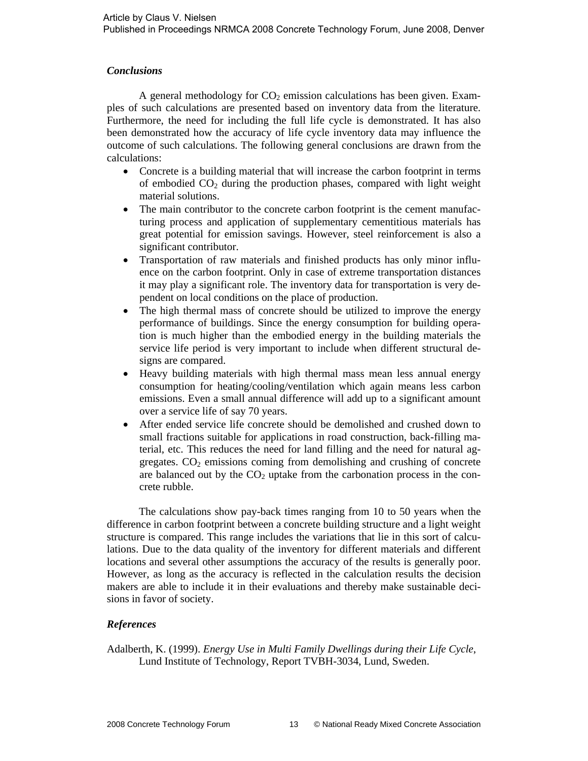### *Conclusions*

A general methodology for $CO_2$ emission calculations has been given. Examples of such calculations are presented based on inventory data from the literature. Furthermore, the need for including the full life cycle is demonstrated. It has also been demonstrated how the accuracy of life cycle inventory data may influence the outcome of such calculations. The following general conclusions are drawn from the calculations:

- Concrete is a building material that will increase the carbon footprint in terms of embodied $CO_2$ during the production phases, compared with light weight material solutions.
- The main contributor to the concrete carbon footprint is the cement manufacturing process and application of supplementary cementitious materials has great potential for emission savings. However, steel reinforcement is also a significant contributor.
- Transportation of raw materials and finished products has only minor influence on the carbon footprint. Only in case of extreme transportation distances it may play a significant role. The inventory data for transportation is very dependent on local conditions on the place of production.
- The high thermal mass of concrete should be utilized to improve the energy performance of buildings. Since the energy consumption for building operation is much higher than the embodied energy in the building materials the service life period is very important to include when different structural designs are compared.
- Heavy building materials with high thermal mass mean less annual energy consumption for heating/cooling/ventilation which again means less carbon emissions. Even a small annual difference will add up to a significant amount over a service life of say 70 years.
- After ended service life concrete should be demolished and crushed down to small fractions suitable for applications in road construction, back-filling material, etc. This reduces the need for land filling and the need for natural aggregates. $CO_2$ emissions coming from demolishing and crushing of concrete are balanced out by the $CO_2$ uptake from the carbonation process in the concrete rubble.

The calculations show pay-back times ranging from 10 to 50 years when the difference in carbon footprint between a concrete building structure and a light weight structure is compared. This range includes the variations that lie in this sort of calculations. Due to the data quality of the inventory for different materials and different locations and several other assumptions the accuracy of the results is generally poor. However, as long as the accuracy is reflected in the calculation results the decision makers are able to include it in their evaluations and thereby make sustainable decisions in favor of society.

### *References*

Adalberth, K. (1999). *Energy Use in Multi Family Dwellings during their Life Cycle*, Lund Institute of Technology, Report TVBH-3034, Lund, Sweden.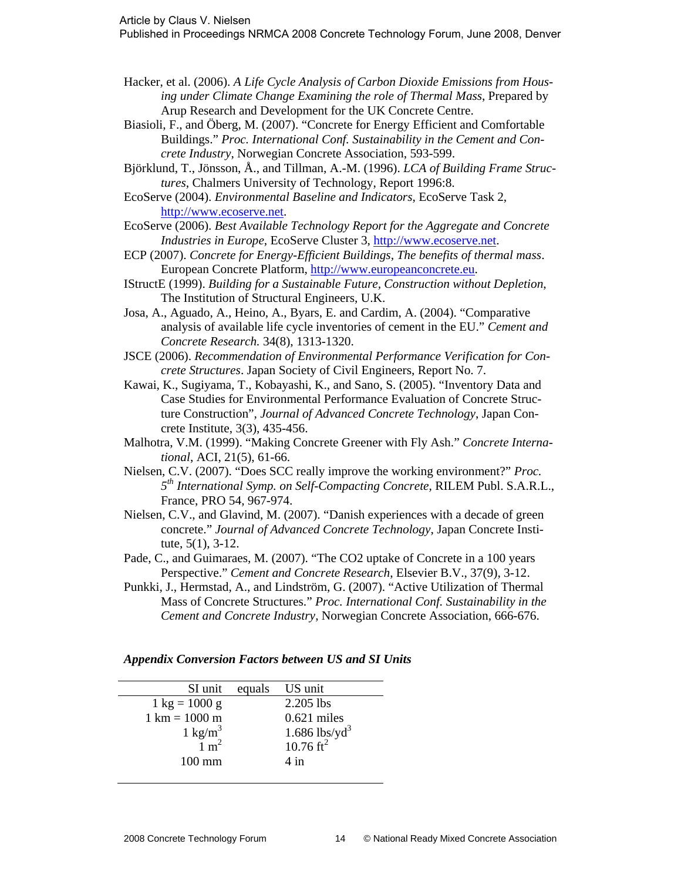Hacker, et al. (2006). *A Life Cycle Analysis of Carbon Dioxide Emissions from Housing under Climate Change Examining the role of Thermal Mass*, Prepared by Arup Research and Development for the UK Concrete Centre.

Biasioli, F., and Öberg, M. (2007). "Concrete for Energy Efficient and Comfortable Buildings." *Proc. International Conf. Sustainability in the Cement and Concrete Industry*, Norwegian Concrete Association, 593-599.

Björklund, T., Jönsson, Å., and Tillman, A.-M. (1996). *LCA of Building Frame Structures*, Chalmers University of Technology, Report 1996:8.

EcoServe (2004). *Environmental Baseline and Indicators*, EcoServe Task 2, http://www.ecoserve.net.

EcoServe (2006). *Best Available Technology Report for the Aggregate and Concrete Industries in Europe*, EcoServe Cluster 3, http://www.ecoserve.net.

ECP (2007). *Concrete for Energy-Efficient Buildings, The benefits of thermal mass*. European Concrete Platform, http://www.europeanconcrete.eu.

IStructE (1999). *Building for a Sustainable Future, Construction without Depletion*, The Institution of Structural Engineers, U.K.

Josa, A., Aguado, A., Heino, A., Byars, E. and Cardim, A. (2004). "Comparative analysis of available life cycle inventories of cement in the EU." *Cement and Concrete Research.* 34(8), 1313-1320.

JSCE (2006). *Recommendation of Environmental Performance Verification for Concrete Structures*. Japan Society of Civil Engineers, Report No. 7.

Kawai, K., Sugiyama, T., Kobayashi, K., and Sano, S. (2005). "Inventory Data and Case Studies for Environmental Performance Evaluation of Concrete Structure Construction", *Journal of Advanced Concrete Technology*, Japan Concrete Institute, 3(3), 435-456.

Malhotra, V.M. (1999). "Making Concrete Greener with Fly Ash." *Concrete International*, ACI, 21(5), 61-66.

Nielsen, C.V. (2007). "Does SCC really improve the working environment?" *Proc. 5th International Symp. on Self-Compacting Concrete*, RILEM Publ. S.A.R.L., France, PRO 54, 967-974.

Nielsen, C.V., and Glavind, M. (2007). "Danish experiences with a decade of green concrete." *Journal of Advanced Concrete Technology*, Japan Concrete Institute, 5(1), 3-12.

Pade, C., and Guimaraes, M. (2007). "The CO2 uptake of Concrete in a 100 years Perspective." *Cement and Concrete Research*, Elsevier B.V., 37(9), 3-12.

Punkki, J., Hermstad, A., and Lindström, G. (2007). "Active Utilization of Thermal Mass of Concrete Structures." *Proc. International Conf. Sustainability in the Cement and Concrete Industry*, Norwegian Concrete Association, 666-676.

### *Appendix Conversion Factors between US and SI Units*

| SI unit | equals | US unit |
|---|---|---|
| 1 kg = 1000 g | | 2.205 lbs |
| 1 km = 1000 m | | 0.621 miles |
| 1 kg/m$^3$ | | 1.686 lbs/yd$^3$ |
| 1 m$^2$ | | 10.76 ft$^2$ |
| 100 mm | | 4 in |